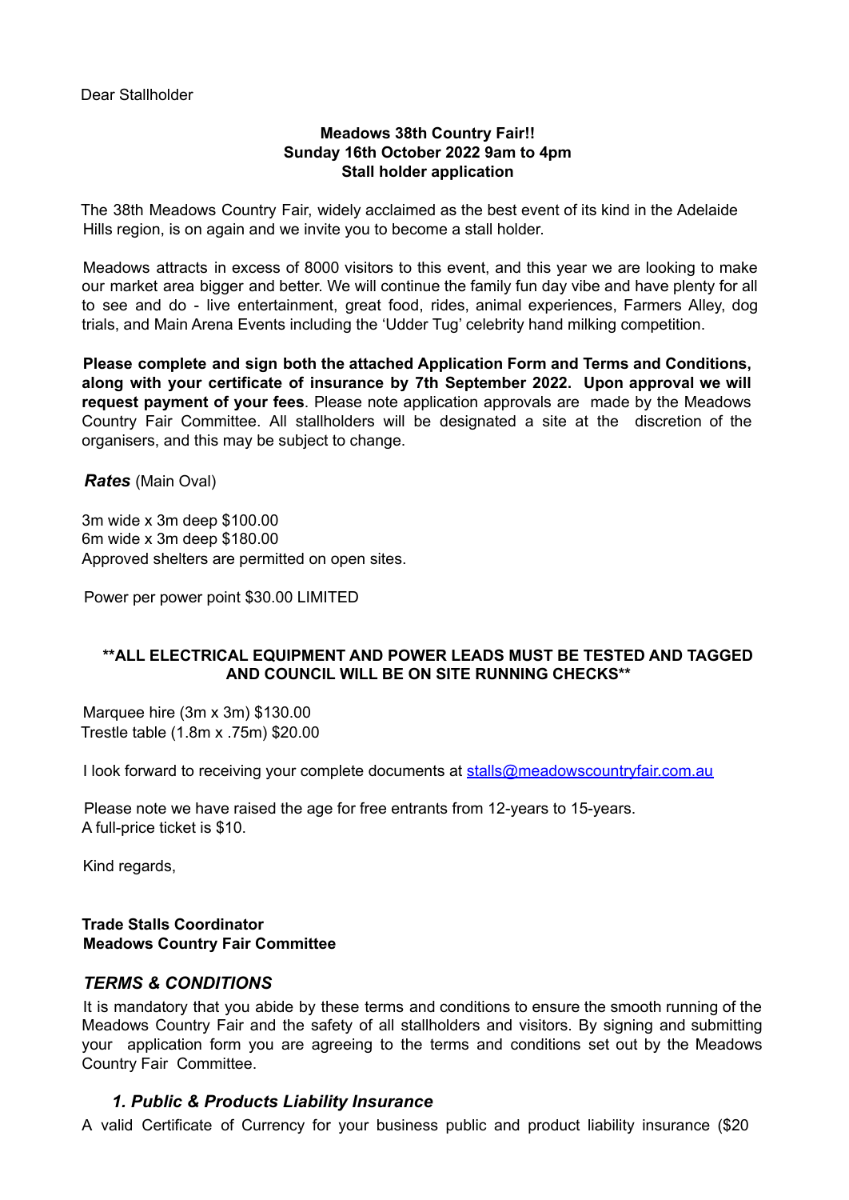Dear Stallholder

**Meadows 38th Country Fair!!**
**Sunday 16th October 2022 9am to 4pm**
**Stall holder application**

The 38th Meadows Country Fair, widely acclaimed as the best event of its kind in the Adelaide Hills region, is on again and we invite you to become a stall holder.

Meadows attracts in excess of 8000 visitors to this event, and this year we are looking to make our market area bigger and better. We will continue the family fun day vibe and have plenty for all to see and do - live entertainment, great food, rides, animal experiences, Farmers Alley, dog trials, and Main Arena Events including the 'Udder Tug' celebrity hand milking competition.

**Please complete and sign both the attached Application Form and Terms and Conditions, along with your certificate of insurance by 7th September 2022. Upon approval we will request payment of your fees**. Please note application approvals are made by the Meadows Country Fair Committee. All stallholders will be designated a site at the discretion of the organisers, and this may be subject to change.

***Rates*** (Main Oval)

3m wide x 3m deep $100.00
6m wide x 3m deep $180.00
Approved shelters are permitted on open sites.

Power per power point $30.00 LIMITED

**\*\*ALL ELECTRICAL EQUIPMENT AND POWER LEADS MUST BE TESTED AND TAGGED AND COUNCIL WILL BE ON SITE RUNNING CHECKS\*\***

Marquee hire (3m x 3m) $130.00
Trestle table (1.8m x .75m) $20.00

I look forward to receiving your complete documents at stalls@meadowscountryfair.com.au

Please note we have raised the age for free entrants from 12-years to 15-years.
A full-price ticket is $10.

Kind regards,

**Trade Stalls Coordinator**
**Meadows Country Fair Committee**

## *TERMS & CONDITIONS*

It is mandatory that you abide by these terms and conditions to ensure the smooth running of the Meadows Country Fair and the safety of all stallholders and visitors. By signing and submitting your application form you are agreeing to the terms and conditions set out by the Meadows Country Fair Committee.

### *1. Public & Products Liability Insurance*

A valid Certificate of Currency for your business public and product liability insurance ($20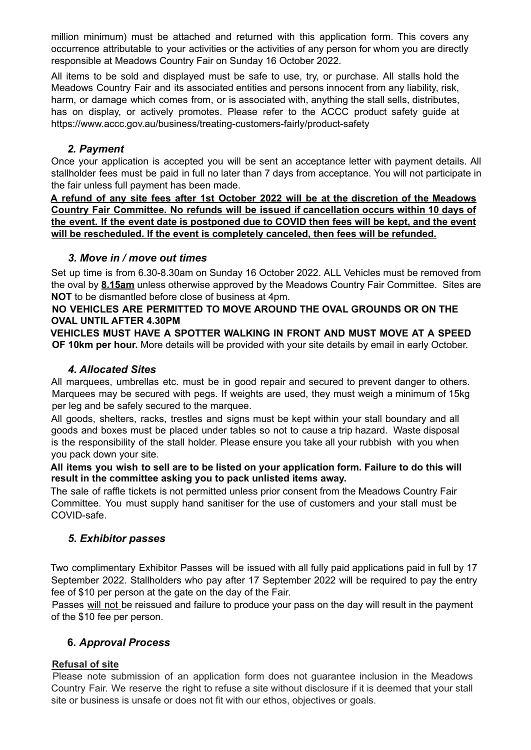million minimum) must be attached and returned with this application form. This covers any occurrence attributable to your activities or the activities of any person for whom you are directly responsible at Meadows Country Fair on Sunday 16 October 2022.

All items to be sold and displayed must be safe to use, try, or purchase. All stalls hold the Meadows Country Fair and its associated entities and persons innocent from any liability, risk, harm, or damage which comes from, or is associated with, anything the stall sells, distributes, has on display, or actively promotes. Please refer to the ACCC product safety guide at https://www.accc.gov.au/business/treating-customers-fairly/product-safety

### *2. Payment*

Once your application is accepted you will be sent an acceptance letter with payment details. All stallholder fees must be paid in full no later than 7 days from acceptance. You will not participate in the fair unless full payment has been made.

**A refund of any site fees after 1st October 2022 will be at the discretion of the Meadows Country Fair Committee. No refunds will be issued if cancellation occurs within 10 days of the event. If the event date is postponed due to COVID then fees will be kept, and the event will be rescheduled. If the event is completely canceled, then fees will be refunded.**

### *3. Move in / move out times*

Set up time is from 6.30-8.30am on Sunday 16 October 2022. ALL Vehicles must be removed from the oval by **8.15am** unless otherwise approved by the Meadows Country Fair Committee. Sites are **NOT** to be dismantled before close of business at 4pm.

**NO VEHICLES ARE PERMITTED TO MOVE AROUND THE OVAL GROUNDS OR ON THE OVAL UNTIL AFTER 4.30PM**

**VEHICLES MUST HAVE A SPOTTER WALKING IN FRONT AND MUST MOVE AT A SPEED OF 10km per hour.** More details will be provided with your site details by email in early October.

### *4. Allocated Sites*

All marquees, umbrellas etc. must be in good repair and secured to prevent danger to others. Marquees may be secured with pegs. If weights are used, they must weigh a minimum of 15kg per leg and be safely secured to the marquee.

All goods, shelters, racks, trestles and signs must be kept within your stall boundary and all goods and boxes must be placed under tables so not to cause a trip hazard. Waste disposal is the responsibility of the stall holder. Please ensure you take all your rubbish with you when you pack down your site.

**All items you wish to sell are to be listed on your application form. Failure to do this will result in the committee asking you to pack unlisted items away.**

The sale of raffle tickets is not permitted unless prior consent from the Meadows Country Fair Committee. You must supply hand sanitiser for the use of customers and your stall must be COVID-safe.

### *5. Exhibitor passes*

Two complimentary Exhibitor Passes will be issued with all fully paid applications paid in full by 17 September 2022. Stallholders who pay after 17 September 2022 will be required to pay the entry fee of $10 per person at the gate on the day of the Fair.

Passes will not be reissued and failure to produce your pass on the day will result in the payment of the $10 fee per person.

### **6.** *Approval Process*

**Refusal of site**

Please note submission of an application form does not guarantee inclusion in the Meadows Country Fair. We reserve the right to refuse a site without disclosure if it is deemed that your stall site or business is unsafe or does not fit with our ethos, objectives or goals.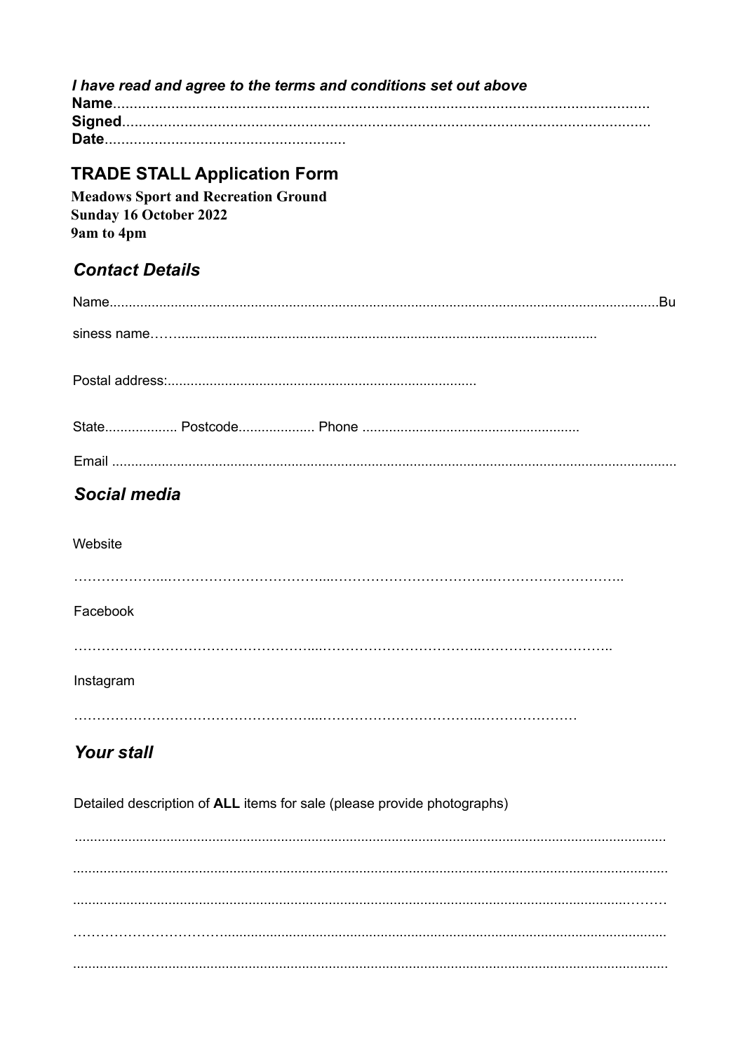***I have read and agree to the terms and conditions set out above***
**Name**..................................................................................................................................
**Signed**...............................................................................................................................
**Date**.........................................................

## TRADE STALL Application Form

**Meadows Sport and Recreation Ground**
**Sunday 16 October 2022**
**9am to 4pm**

### *Contact Details*

Name..........................................................................................................................................Bu

siness name……..........................................................................................................

Postal address:................................................................................

State................... Postcode.................... Phone ........................................................

Email ..................................................................................................................................................

### *Social media*

Website

………………...………………………………...……………………………..………………………..

Facebook

…………………………………………...……………………………..………………………..

Instagram

…………………………………………...………………………………..…………………

### *Your stall*

Detailed description of **ALL** items for sale (please provide photographs)

..........................................................................................................................................................

..........................................................................................................................................................

..........................................................................................................................................………

……………………………......................................................................................................................

..........................................................................................................................................................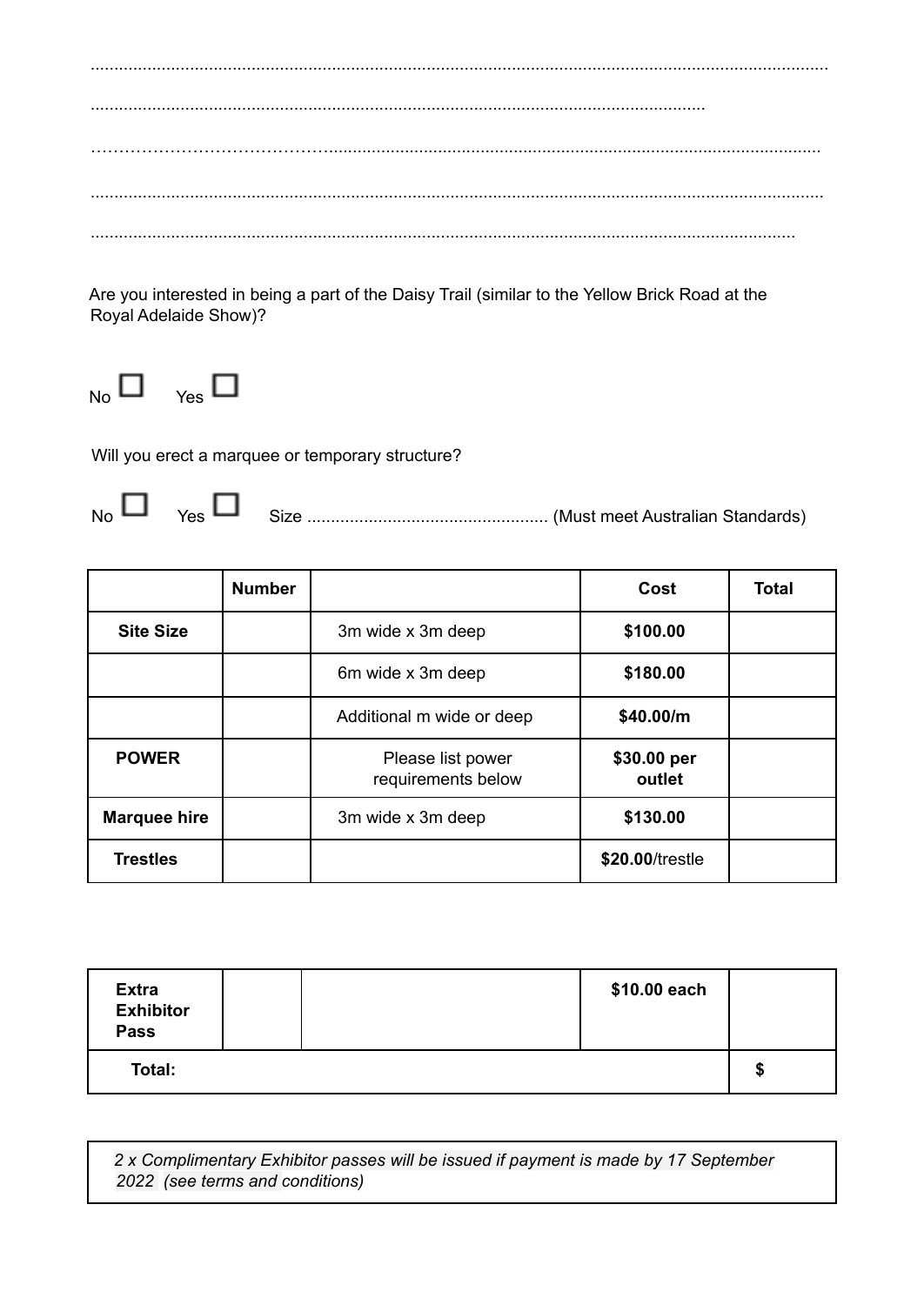.............................................................................................................................................................

..................................................................................................................................

…………………………………….......................................................................................................................

.............................................................................................................................................................

.......................................................................................................................................................

Are you interested in being a part of the Daisy Trail (similar to the Yellow Brick Road at the Royal Adelaide Show)?

No ☐ Yes ☐

Will you erect a marquee or temporary structure?

No ☐ Yes ☐ Size .................................................. (Must meet Australian Standards)

| | **Number** | | **Cost** | **Total** |
|---|---|---|---|---|
| **Site Size** | | 3m wide x 3m deep | **$100.00** | |
| | | 6m wide x 3m deep | **$180.00** | |
| | | Additional m wide or deep | **$40.00/m** | |
| **POWER** | | Please list power requirements below | **$30.00 per outlet** | |
| **Marquee hire** | | 3m wide x 3m deep | **$130.00** | |
| **Trestles** | | | **$20.00**/trestle | |

| | | | | |
|---|---|---|---|---|
| **Extra Exhibitor Pass** | | | **$10.00 each** | |
| **Total:** | | | | **$** |

*2 x Complimentary Exhibitor passes will be issued if payment is made by 17 September 2022 (see terms and conditions)*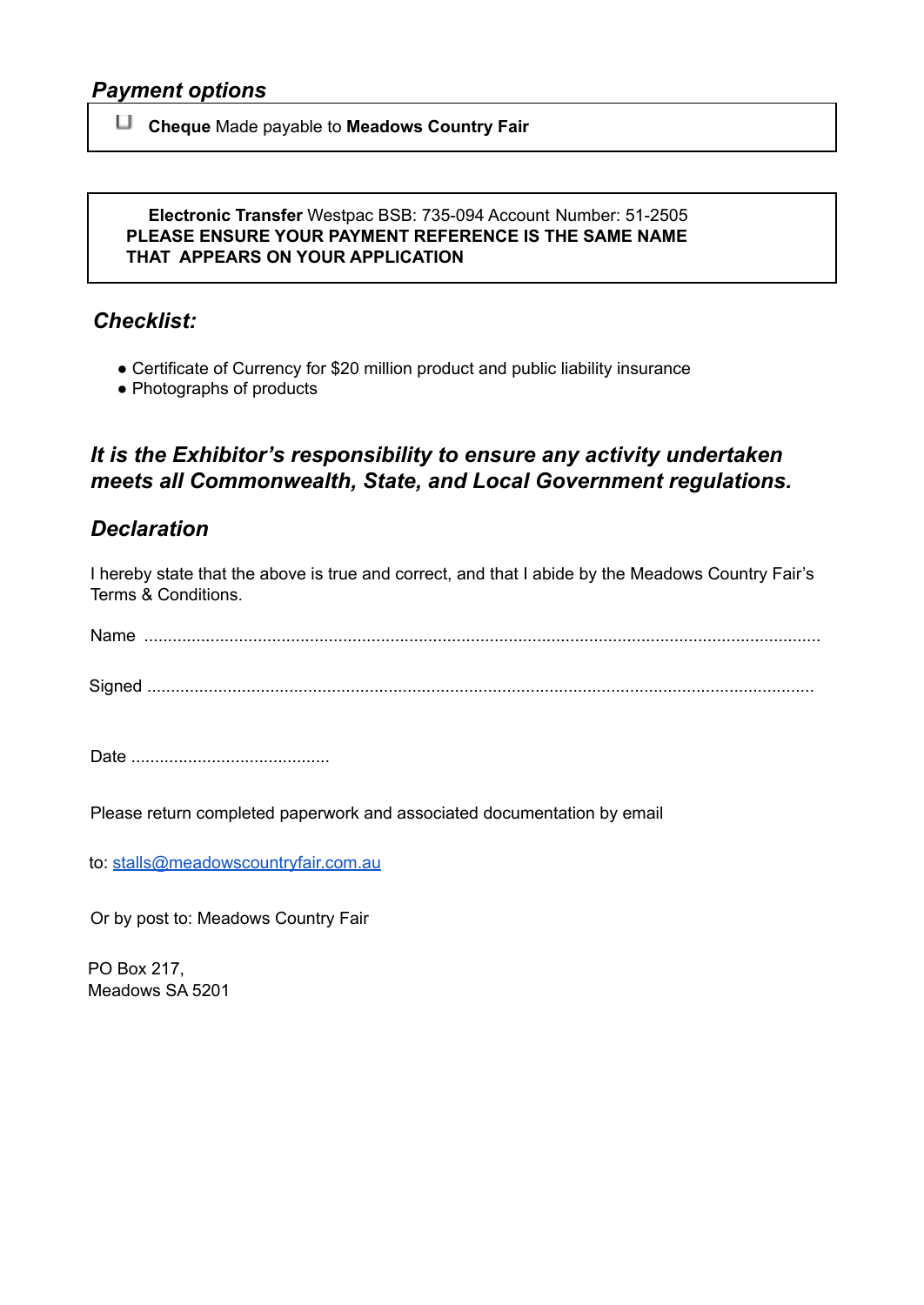## *Payment options*

| |
|---|
| ☐ **Cheque** Made payable to **Meadows Country Fair** |

| |
|---|
| **Electronic Transfer** Westpac BSB: 735-094 Account Number: 51-2505<br>**PLEASE ENSURE YOUR PAYMENT REFERENCE IS THE SAME NAME THAT APPEARS ON YOUR APPLICATION** |

## *Checklist:*

- Certificate of Currency for $20 million product and public liability insurance
- Photographs of products

### *It is the Exhibitor's responsibility to ensure any activity undertaken meets all Commonwealth, State, and Local Government regulations.*

## *Declaration*

I hereby state that the above is true and correct, and that I abide by the Meadows Country Fair's Terms & Conditions.

Name ..............................................................................................................................................

Signed ...........................................................................................................................................

Date ..........................................

Please return completed paperwork and associated documentation by email

to: stalls@meadowscountryfair.com.au

Or by post to: Meadows Country Fair

PO Box 217,
Meadows SA 5201